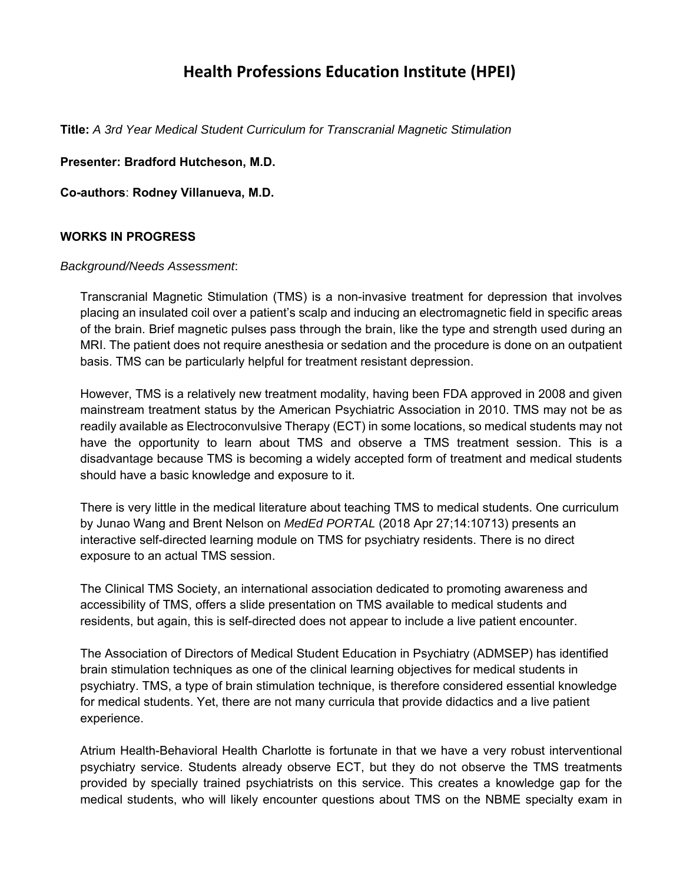# Health Professions Education Institute (HPEI)

**Title:** *A 3rd Year Medical Student Curriculum for Transcranial Magnetic Stimulation*

**Presenter: Bradford Hutcheson, M.D.**

**Co-authors**: **Rodney Villanueva, M.D.**

**WORKS IN PROGRESS**

*Background/Needs Assessment*:

Transcranial Magnetic Stimulation (TMS) is a non-invasive treatment for depression that involves placing an insulated coil over a patient's scalp and inducing an electromagnetic field in specific areas of the brain. Brief magnetic pulses pass through the brain, like the type and strength used during an MRI. The patient does not require anesthesia or sedation and the procedure is done on an outpatient basis. TMS can be particularly helpful for treatment resistant depression.

However, TMS is a relatively new treatment modality, having been FDA approved in 2008 and given mainstream treatment status by the American Psychiatric Association in 2010. TMS may not be as readily available as Electroconvulsive Therapy (ECT) in some locations, so medical students may not have the opportunity to learn about TMS and observe a TMS treatment session. This is a disadvantage because TMS is becoming a widely accepted form of treatment and medical students should have a basic knowledge and exposure to it.

There is very little in the medical literature about teaching TMS to medical students. One curriculum by Junao Wang and Brent Nelson on *MedEd PORTAL* (2018 Apr 27;14:10713) presents an interactive self-directed learning module on TMS for psychiatry residents. There is no direct exposure to an actual TMS session.

The Clinical TMS Society, an international association dedicated to promoting awareness and accessibility of TMS, offers a slide presentation on TMS available to medical students and residents, but again, this is self-directed does not appear to include a live patient encounter.

The Association of Directors of Medical Student Education in Psychiatry (ADMSEP) has identified brain stimulation techniques as one of the clinical learning objectives for medical students in psychiatry. TMS, a type of brain stimulation technique, is therefore considered essential knowledge for medical students. Yet, there are not many curricula that provide didactics and a live patient experience.

Atrium Health-Behavioral Health Charlotte is fortunate in that we have a very robust interventional psychiatry service. Students already observe ECT, but they do not observe the TMS treatments provided by specially trained psychiatrists on this service. This creates a knowledge gap for the medical students, who will likely encounter questions about TMS on the NBME specialty exam in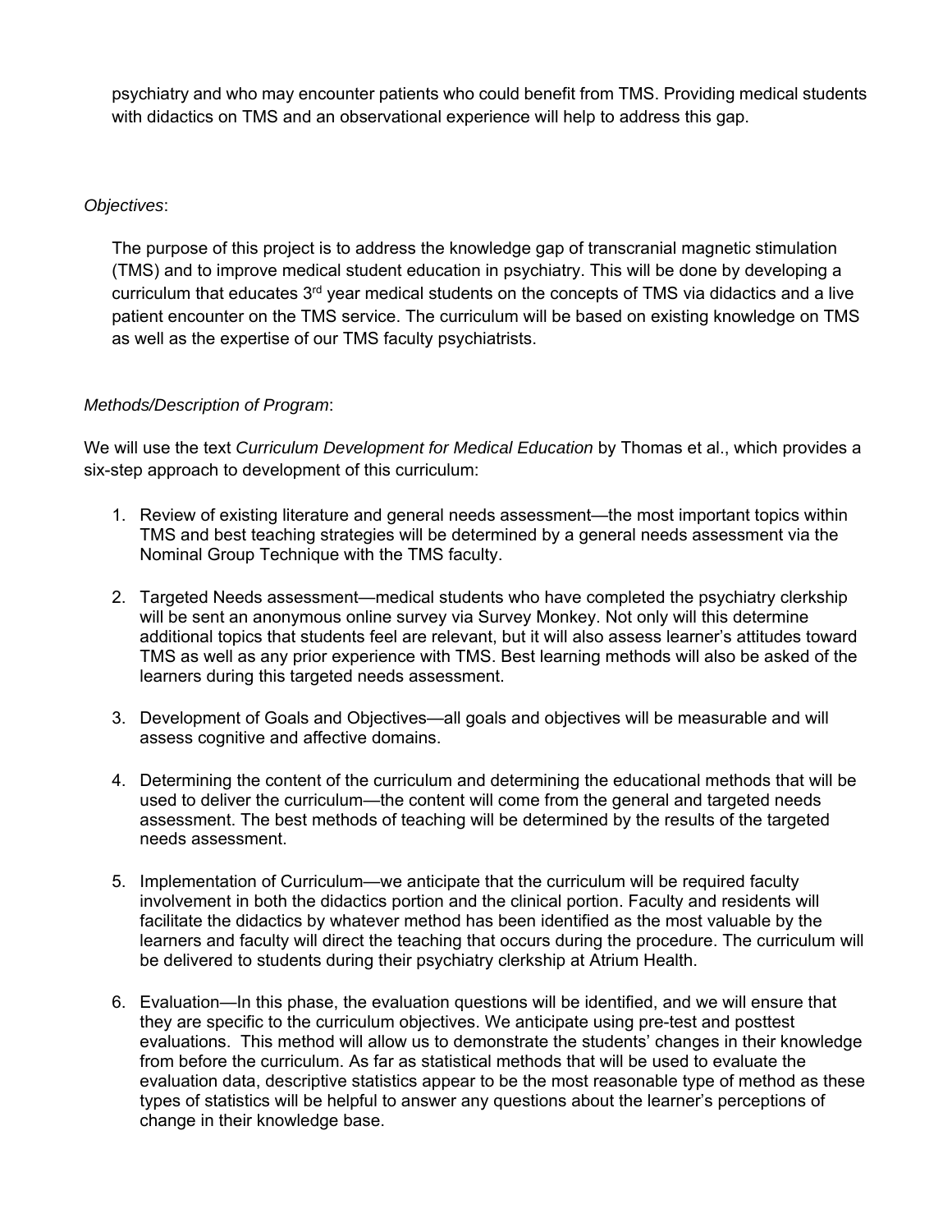psychiatry and who may encounter patients who could benefit from TMS. Providing medical students with didactics on TMS and an observational experience will help to address this gap.

*Objectives*:

The purpose of this project is to address the knowledge gap of transcranial magnetic stimulation (TMS) and to improve medical student education in psychiatry. This will be done by developing a curriculum that educates 3rd year medical students on the concepts of TMS via didactics and a live patient encounter on the TMS service. The curriculum will be based on existing knowledge on TMS as well as the expertise of our TMS faculty psychiatrists.

*Methods/Description of Program*:

We will use the text *Curriculum Development for Medical Education* by Thomas et al., which provides a six-step approach to development of this curriculum:

1. Review of existing literature and general needs assessment—the most important topics within TMS and best teaching strategies will be determined by a general needs assessment via the Nominal Group Technique with the TMS faculty.

2. Targeted Needs assessment—medical students who have completed the psychiatry clerkship will be sent an anonymous online survey via Survey Monkey. Not only will this determine additional topics that students feel are relevant, but it will also assess learner's attitudes toward TMS as well as any prior experience with TMS. Best learning methods will also be asked of the learners during this targeted needs assessment.

3. Development of Goals and Objectives—all goals and objectives will be measurable and will assess cognitive and affective domains.

4. Determining the content of the curriculum and determining the educational methods that will be used to deliver the curriculum—the content will come from the general and targeted needs assessment. The best methods of teaching will be determined by the results of the targeted needs assessment.

5. Implementation of Curriculum—we anticipate that the curriculum will be required faculty involvement in both the didactics portion and the clinical portion. Faculty and residents will facilitate the didactics by whatever method has been identified as the most valuable by the learners and faculty will direct the teaching that occurs during the procedure. The curriculum will be delivered to students during their psychiatry clerkship at Atrium Health.

6. Evaluation—In this phase, the evaluation questions will be identified, and we will ensure that they are specific to the curriculum objectives. We anticipate using pre-test and posttest evaluations. This method will allow us to demonstrate the students' changes in their knowledge from before the curriculum. As far as statistical methods that will be used to evaluate the evaluation data, descriptive statistics appear to be the most reasonable type of method as these types of statistics will be helpful to answer any questions about the learner's perceptions of change in their knowledge base.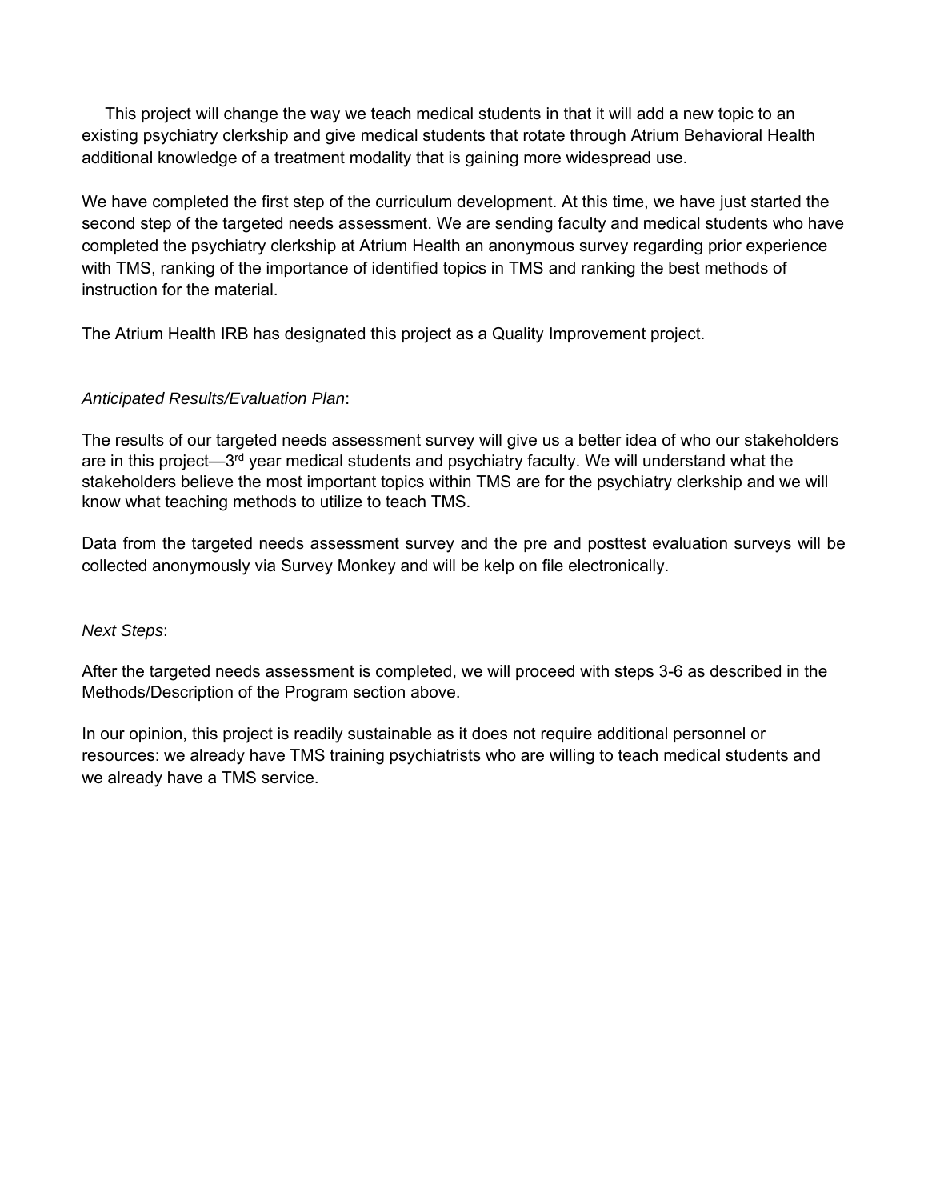This project will change the way we teach medical students in that it will add a new topic to an existing psychiatry clerkship and give medical students that rotate through Atrium Behavioral Health additional knowledge of a treatment modality that is gaining more widespread use.

We have completed the first step of the curriculum development. At this time, we have just started the second step of the targeted needs assessment. We are sending faculty and medical students who have completed the psychiatry clerkship at Atrium Health an anonymous survey regarding prior experience with TMS, ranking of the importance of identified topics in TMS and ranking the best methods of instruction for the material.

The Atrium Health IRB has designated this project as a Quality Improvement project.

*Anticipated Results/Evaluation Plan*:

The results of our targeted needs assessment survey will give us a better idea of who our stakeholders are in this project—3rd year medical students and psychiatry faculty. We will understand what the stakeholders believe the most important topics within TMS are for the psychiatry clerkship and we will know what teaching methods to utilize to teach TMS.

Data from the targeted needs assessment survey and the pre and posttest evaluation surveys will be collected anonymously via Survey Monkey and will be kelp on file electronically.

*Next Steps*:

After the targeted needs assessment is completed, we will proceed with steps 3-6 as described in the Methods/Description of the Program section above.

In our opinion, this project is readily sustainable as it does not require additional personnel or resources: we already have TMS training psychiatrists who are willing to teach medical students and we already have a TMS service.